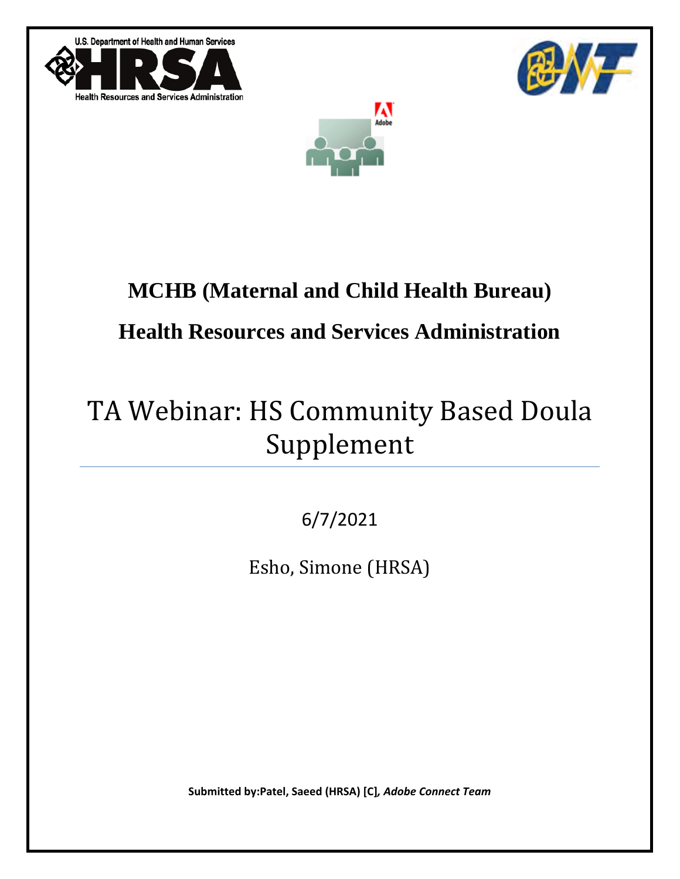# MCHB (Maternal and Child Health Bureau)

# Health Resources and Services Administration

# TA Webinar: HS Community Based Doula Supplement

6/7/2021

Esho, Simone (HRSA)

**Submitted by:Patel, Saeed (HRSA) [C]*, Adobe Connect Team***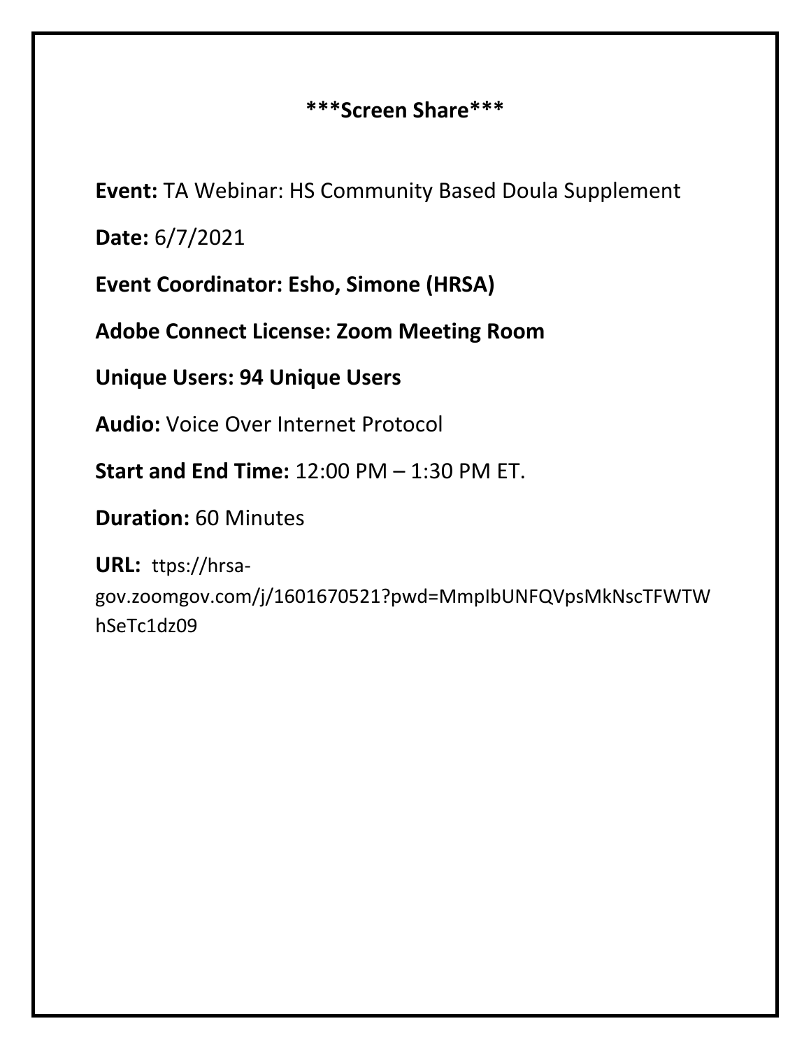**\*\*\*Screen Share\*\*\***

**Event:** TA Webinar: HS Community Based Doula Supplement

**Date:** 6/7/2021

**Event Coordinator: Esho, Simone (HRSA)**

**Adobe Connect License: Zoom Meeting Room**

**Unique Users: 94 Unique Users**

**Audio:** Voice Over Internet Protocol

**Start and End Time:** 12:00 PM – 1:30 PM ET.

**Duration:** 60 Minutes

**URL:** ttps://hrsa-gov.zoomgov.com/j/1601670521?pwd=MmpIbUNFQVpsMkNscTFWTWhSeTc1dz09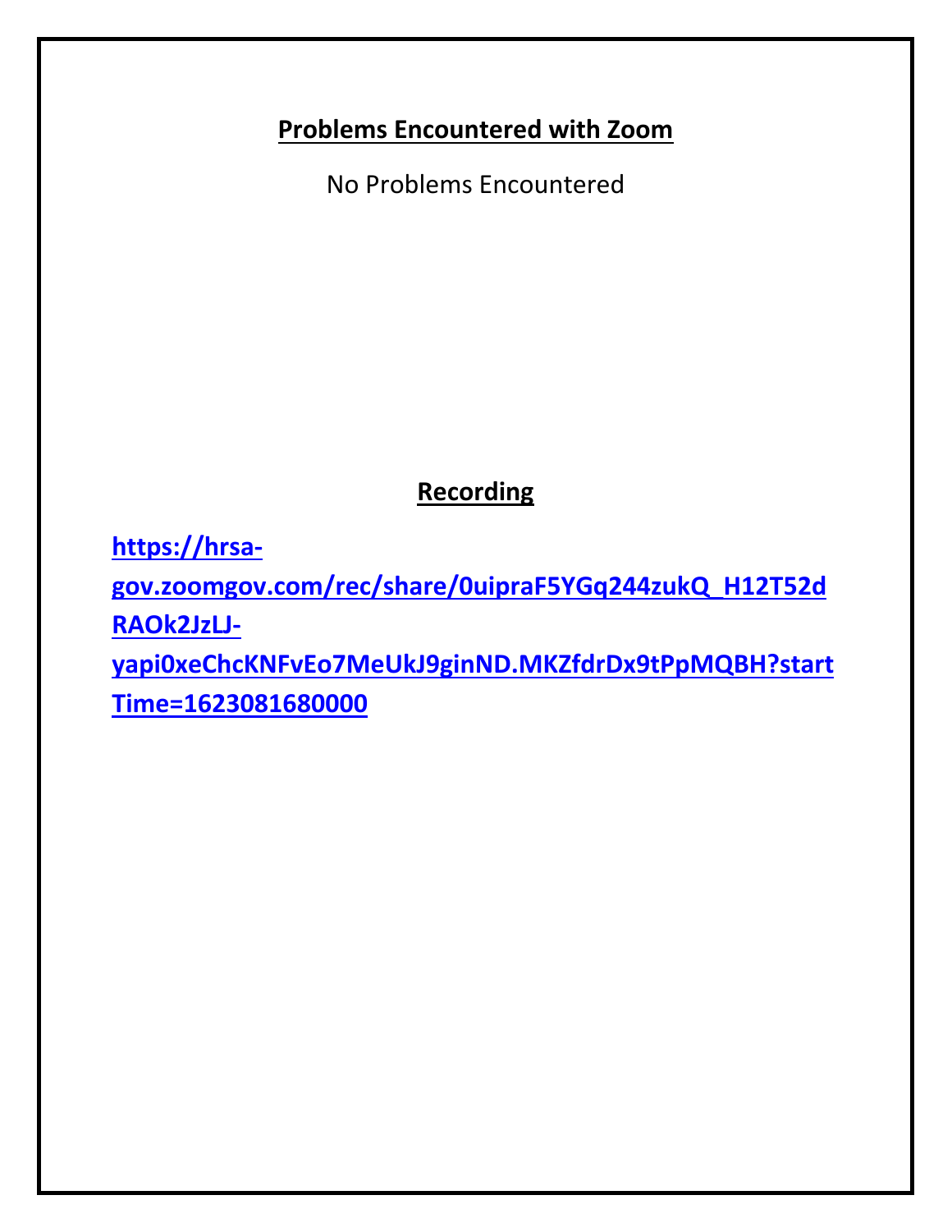## Problems Encountered with Zoom

No Problems Encountered

## Recording

https://hrsa-gov.zoomgov.com/rec/share/0uipraF5YGq244zukQ_H12T52dRAOk2JzLJ-yapi0xeChcKNFvEo7MeUkJ9ginND.MKZfdrDx9tPpMQBH?startTime=1623081680000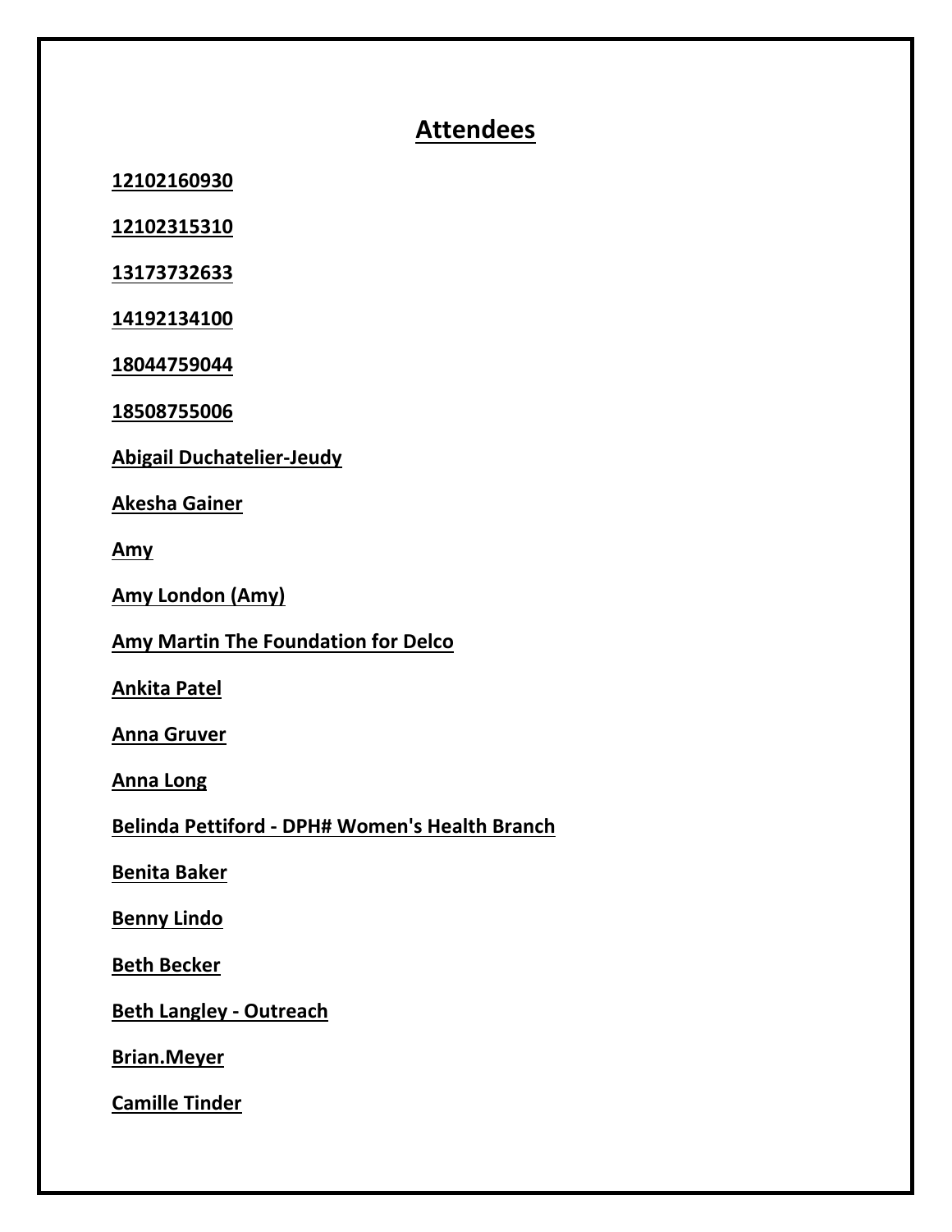## Attendees

**12102160930**

**12102315310**

**13173732633**

**14192134100**

**18044759044**

**18508755006**

**Abigail Duchatelier-Jeudy**

**Akesha Gainer**

**Amy**

**Amy London (Amy)**

**Amy Martin The Foundation for Delco**

**Ankita Patel**

**Anna Gruver**

**Anna Long**

**Belinda Pettiford - DPH# Women's Health Branch**

**Benita Baker**

**Benny Lindo**

**Beth Becker**

**Beth Langley - Outreach**

**Brian.Meyer**

**Camille Tinder**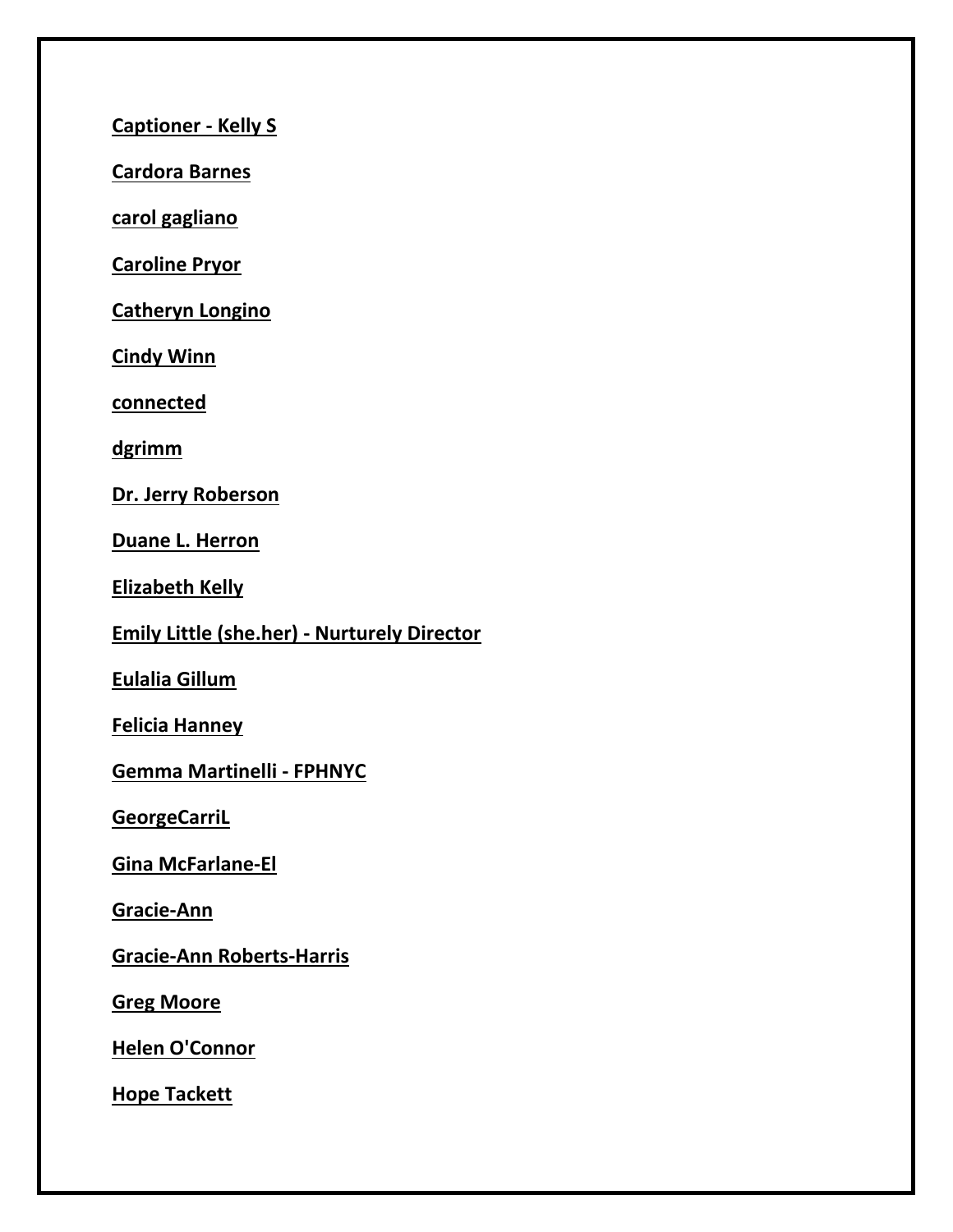**Captioner - Kelly S**

**Cardora Barnes**

**carol gagliano**

**Caroline Pryor**

**Catheryn Longino**

**Cindy Winn**

**connected**

**dgrimm**

**Dr. Jerry Roberson**

**Duane L. Herron**

**Elizabeth Kelly**

**Emily Little (she.her) - Nurturely Director**

**Eulalia Gillum**

**Felicia Hanney**

**Gemma Martinelli - FPHNYC**

**GeorgeCarriL**

**Gina McFarlane-El**

**Gracie-Ann**

**Gracie-Ann Roberts-Harris**

**Greg Moore**

**Helen O'Connor**

**Hope Tackett**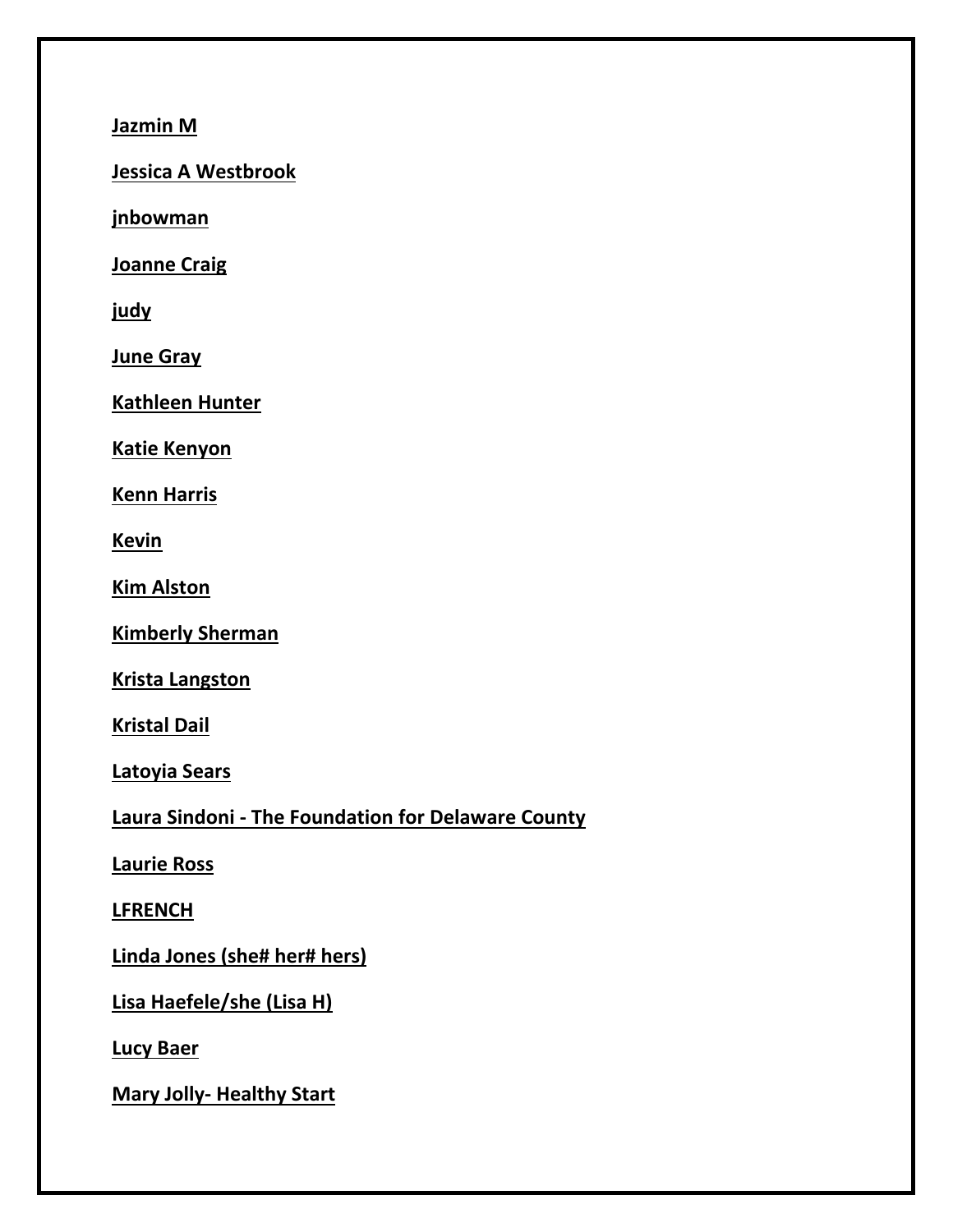**Jazmin M**

**Jessica A Westbrook**

**jnbowman**

**Joanne Craig**

**judy**

**June Gray**

**Kathleen Hunter**

**Katie Kenyon**

**Kenn Harris**

**Kevin**

**Kim Alston**

**Kimberly Sherman**

**Krista Langston**

**Kristal Dail**

**Latoyia Sears**

**Laura Sindoni - The Foundation for Delaware County**

**Laurie Ross**

**LFRENCH**

**Linda Jones (she# her# hers)**

**Lisa Haefele/she (Lisa H)**

**Lucy Baer**

**Mary Jolly- Healthy Start**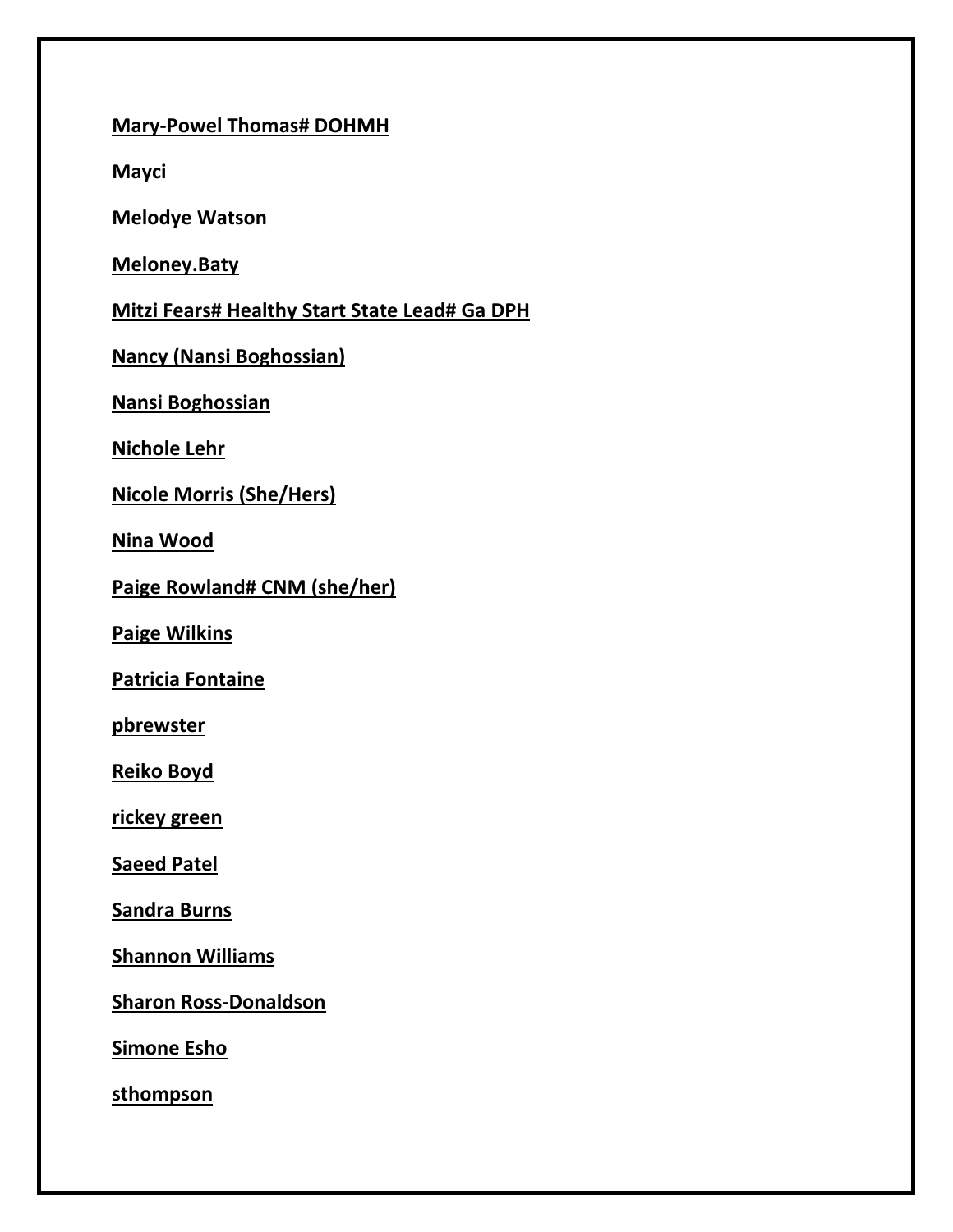**Mary-Powel Thomas# DOHMH**

**Mayci**

**Melodye Watson**

**Meloney.Baty**

**Mitzi Fears# Healthy Start State Lead# Ga DPH**

**Nancy (Nansi Boghossian)**

**Nansi Boghossian**

**Nichole Lehr**

**Nicole Morris (She/Hers)**

**Nina Wood**

**Paige Rowland# CNM (she/her)**

**Paige Wilkins**

**Patricia Fontaine**

**pbrewster**

**Reiko Boyd**

**rickey green**

**Saeed Patel**

**Sandra Burns**

**Shannon Williams**

**Sharon Ross-Donaldson**

**Simone Esho**

**sthompson**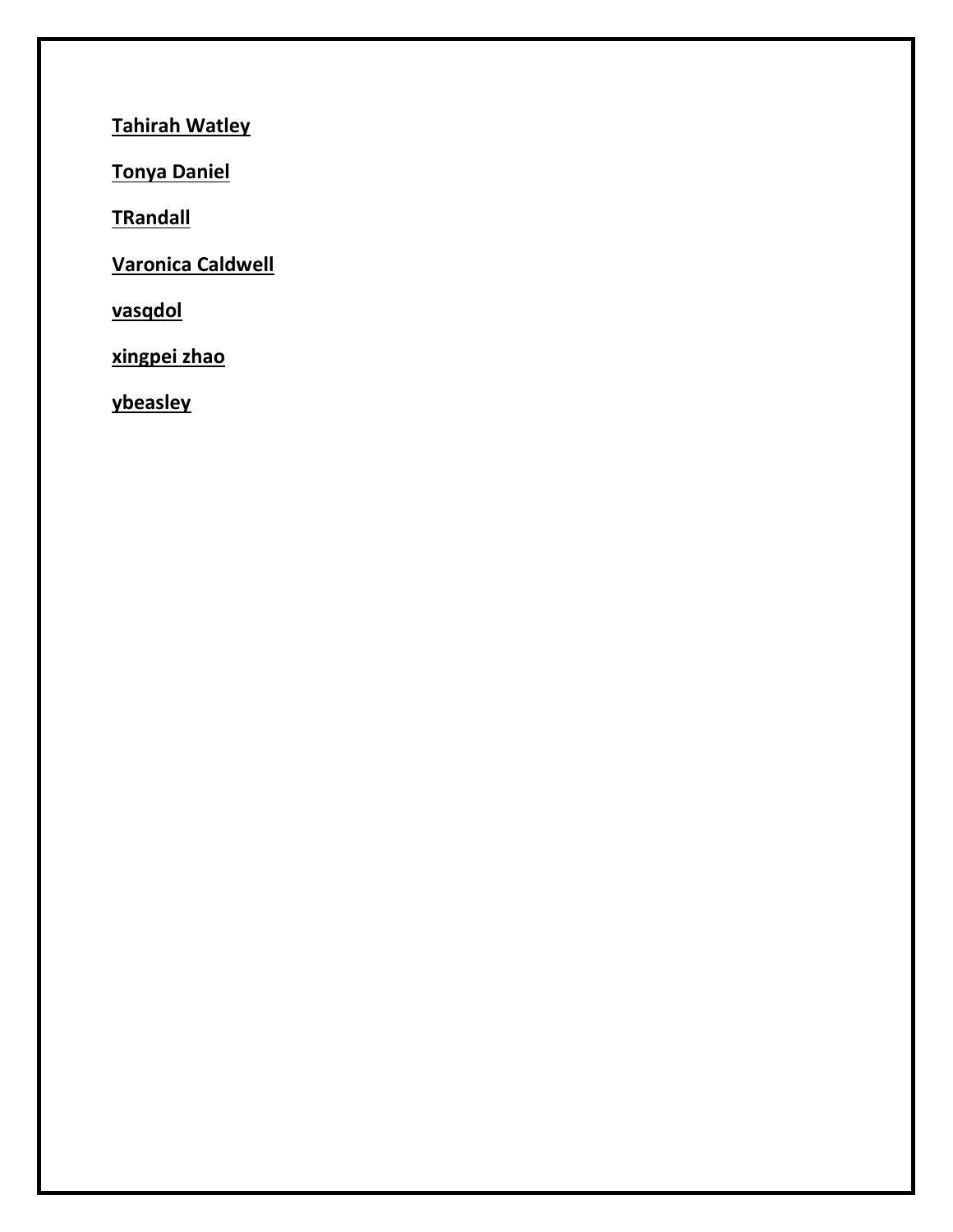**<u>Tahirah Watley</u>**

**<u>Tonya Daniel</u>**

**<u>TRandall</u>**

**<u>Varonica Caldwell</u>**

**<u>vasqdol</u>**

**<u>xingpei zhao</u>**

**<u>ybeasley</u>**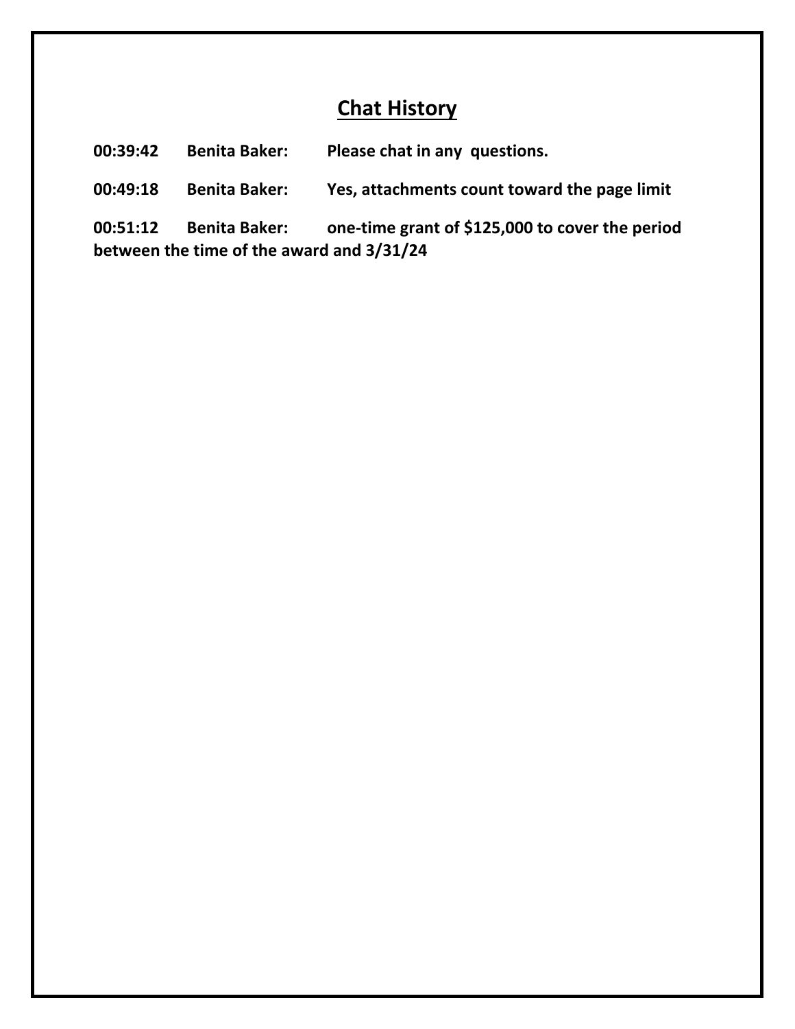## Chat History

**00:39:42 Benita Baker: Please chat in any questions.**

**00:49:18 Benita Baker: Yes, attachments count toward the page limit**

**00:51:12 Benita Baker: one-time grant of $125,000 to cover the period between the time of the award and 3/31/24**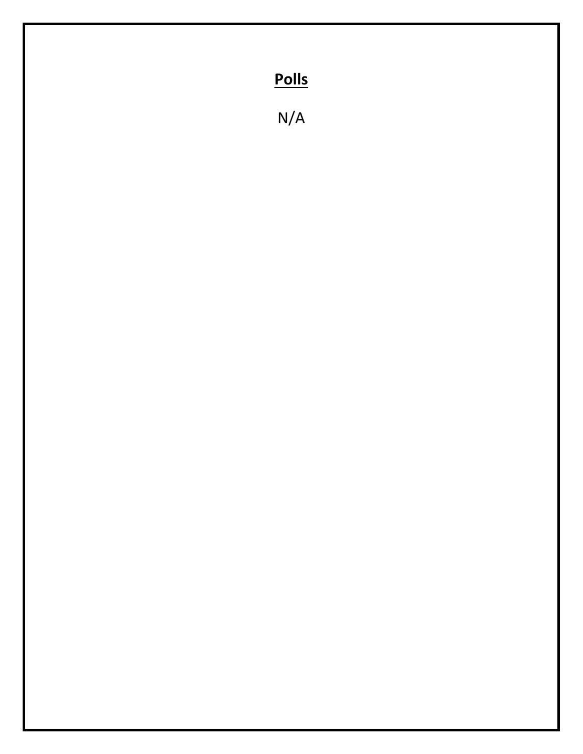## **Polls**

N/A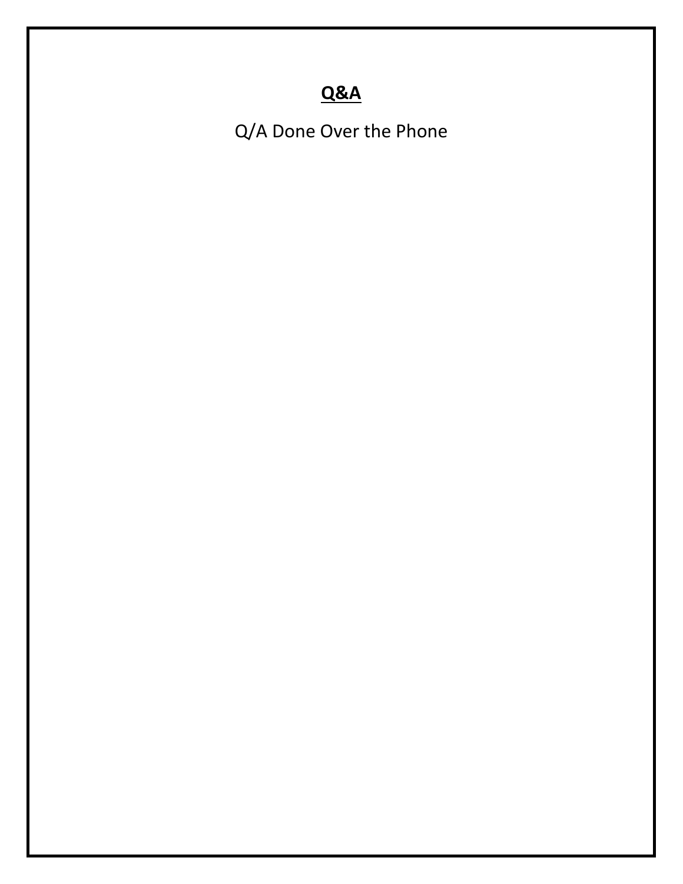# **Q&A**

Q/A Done Over the Phone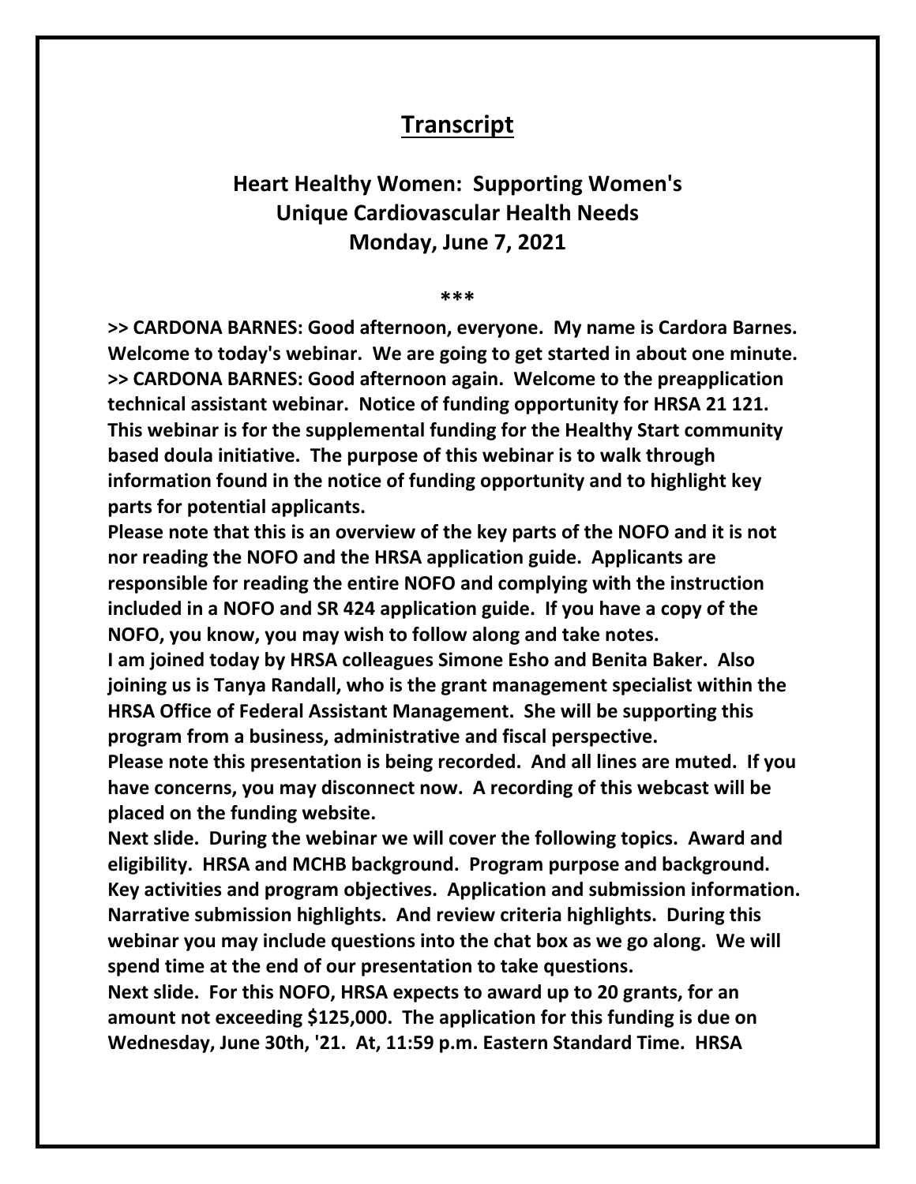# Transcript

## Heart Healthy Women: Supporting Women's Unique Cardiovascular Health Needs
## Monday, June 7, 2021

***

**>> CARDONA BARNES: Good afternoon, everyone. My name is Cardora Barnes. Welcome to today's webinar. We are going to get started in about one minute.**
**>> CARDONA BARNES: Good afternoon again. Welcome to the preapplication technical assistant webinar. Notice of funding opportunity for HRSA 21 121. This webinar is for the supplemental funding for the Healthy Start community based doula initiative. The purpose of this webinar is to walk through information found in the notice of funding opportunity and to highlight key parts for potential applicants.**
**Please note that this is an overview of the key parts of the NOFO and it is not nor reading the NOFO and the HRSA application guide. Applicants are responsible for reading the entire NOFO and complying with the instruction included in a NOFO and SR 424 application guide. If you have a copy of the NOFO, you know, you may wish to follow along and take notes.**
**I am joined today by HRSA colleagues Simone Esho and Benita Baker. Also joining us is Tanya Randall, who is the grant management specialist within the HRSA Office of Federal Assistant Management. She will be supporting this program from a business, administrative and fiscal perspective.**
**Please note this presentation is being recorded. And all lines are muted. If you have concerns, you may disconnect now. A recording of this webcast will be placed on the funding website.**
**Next slide. During the webinar we will cover the following topics. Award and eligibility. HRSA and MCHB background. Program purpose and background. Key activities and program objectives. Application and submission information. Narrative submission highlights. And review criteria highlights. During this webinar you may include questions into the chat box as we go along. We will spend time at the end of our presentation to take questions.**
**Next slide. For this NOFO, HRSA expects to award up to 20 grants, for an amount not exceeding $125,000. The application for this funding is due on Wednesday, June 30th, '21. At, 11:59 p.m. Eastern Standard Time. HRSA**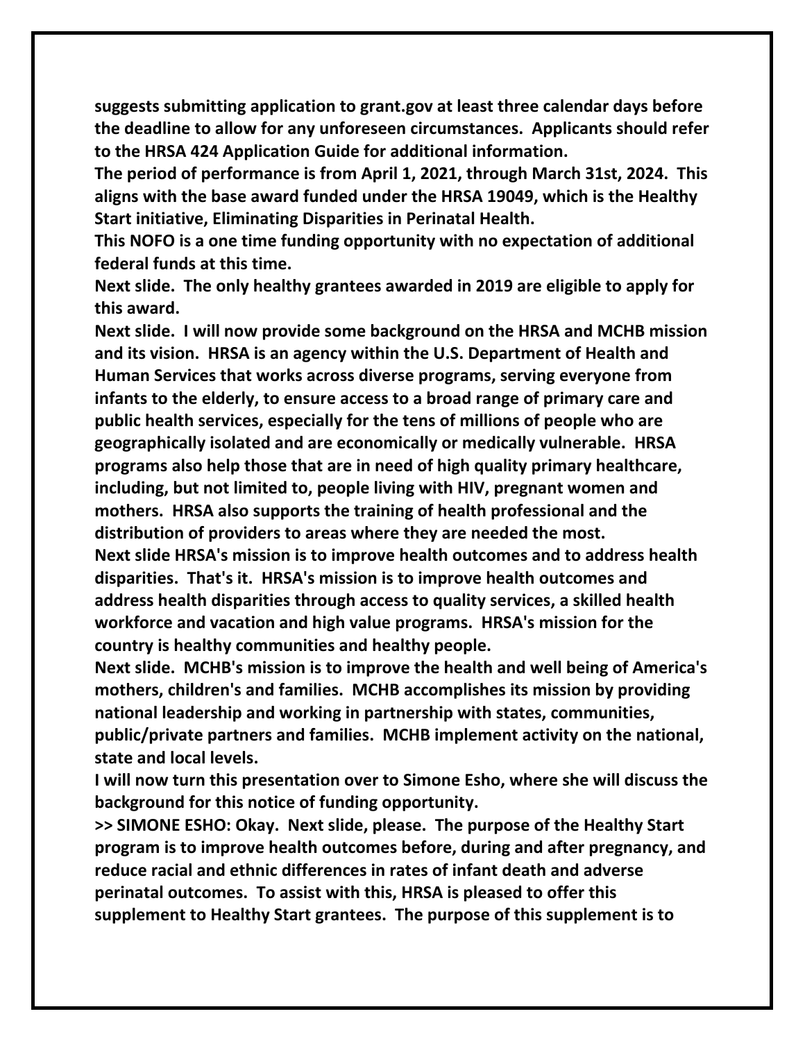**suggests submitting application to grant.gov at least three calendar days before the deadline to allow for any unforeseen circumstances. Applicants should refer to the HRSA 424 Application Guide for additional information.**

**The period of performance is from April 1, 2021, through March 31st, 2024. This aligns with the base award funded under the HRSA 19049, which is the Healthy Start initiative, Eliminating Disparities in Perinatal Health.**

**This NOFO is a one time funding opportunity with no expectation of additional federal funds at this time.**

**Next slide. The only healthy grantees awarded in 2019 are eligible to apply for this award.**

**Next slide. I will now provide some background on the HRSA and MCHB mission and its vision. HRSA is an agency within the U.S. Department of Health and Human Services that works across diverse programs, serving everyone from infants to the elderly, to ensure access to a broad range of primary care and public health services, especially for the tens of millions of people who are geographically isolated and are economically or medically vulnerable. HRSA programs also help those that are in need of high quality primary healthcare, including, but not limited to, people living with HIV, pregnant women and mothers. HRSA also supports the training of health professional and the distribution of providers to areas where they are needed the most.**

**Next slide HRSA's mission is to improve health outcomes and to address health disparities. That's it. HRSA's mission is to improve health outcomes and address health disparities through access to quality services, a skilled health workforce and vacation and high value programs. HRSA's mission for the country is healthy communities and healthy people.**

**Next slide. MCHB's mission is to improve the health and well being of America's mothers, children's and families. MCHB accomplishes its mission by providing national leadership and working in partnership with states, communities, public/private partners and families. MCHB implement activity on the national, state and local levels.**

**I will now turn this presentation over to Simone Esho, where she will discuss the background for this notice of funding opportunity.**

**>> SIMONE ESHO: Okay. Next slide, please. The purpose of the Healthy Start program is to improve health outcomes before, during and after pregnancy, and reduce racial and ethnic differences in rates of infant death and adverse perinatal outcomes. To assist with this, HRSA is pleased to offer this supplement to Healthy Start grantees. The purpose of this supplement is to**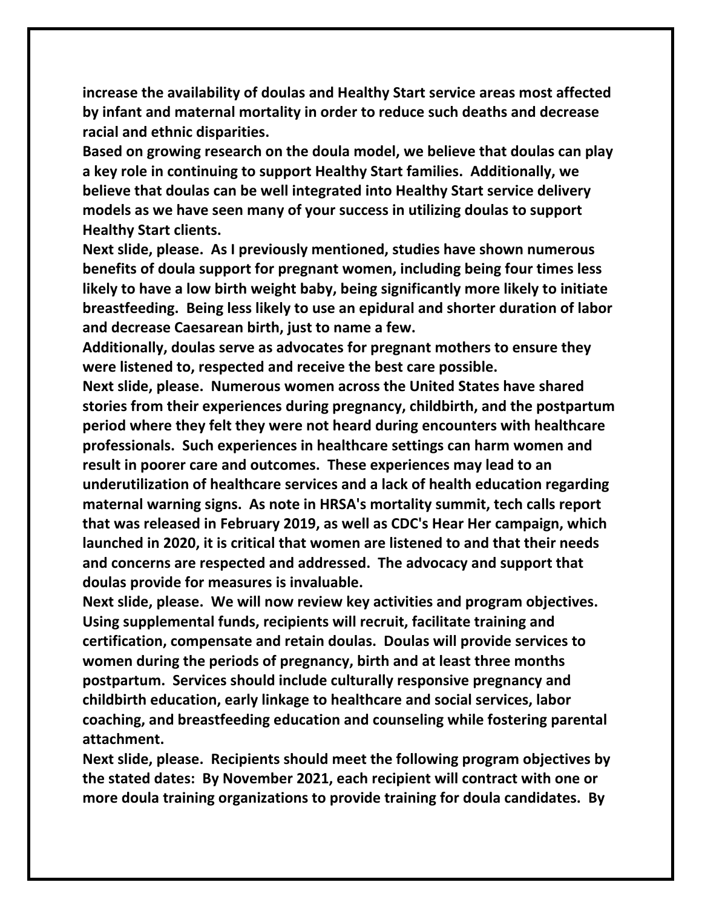**increase the availability of doulas and Healthy Start service areas most affected by infant and maternal mortality in order to reduce such deaths and decrease racial and ethnic disparities.**

**Based on growing research on the doula model, we believe that doulas can play a key role in continuing to support Healthy Start families. Additionally, we believe that doulas can be well integrated into Healthy Start service delivery models as we have seen many of your success in utilizing doulas to support Healthy Start clients.**

**Next slide, please. As I previously mentioned, studies have shown numerous benefits of doula support for pregnant women, including being four times less likely to have a low birth weight baby, being significantly more likely to initiate breastfeeding. Being less likely to use an epidural and shorter duration of labor and decrease Caesarean birth, just to name a few.**

**Additionally, doulas serve as advocates for pregnant mothers to ensure they were listened to, respected and receive the best care possible.**

**Next slide, please. Numerous women across the United States have shared stories from their experiences during pregnancy, childbirth, and the postpartum period where they felt they were not heard during encounters with healthcare professionals. Such experiences in healthcare settings can harm women and result in poorer care and outcomes. These experiences may lead to an underutilization of healthcare services and a lack of health education regarding maternal warning signs. As note in HRSA's mortality summit, tech calls report that was released in February 2019, as well as CDC's Hear Her campaign, which launched in 2020, it is critical that women are listened to and that their needs and concerns are respected and addressed. The advocacy and support that doulas provide for measures is invaluable.**

**Next slide, please. We will now review key activities and program objectives. Using supplemental funds, recipients will recruit, facilitate training and certification, compensate and retain doulas. Doulas will provide services to women during the periods of pregnancy, birth and at least three months postpartum. Services should include culturally responsive pregnancy and childbirth education, early linkage to healthcare and social services, labor coaching, and breastfeeding education and counseling while fostering parental attachment.**

**Next slide, please. Recipients should meet the following program objectives by the stated dates: By November 2021, each recipient will contract with one or more doula training organizations to provide training for doula candidates. By**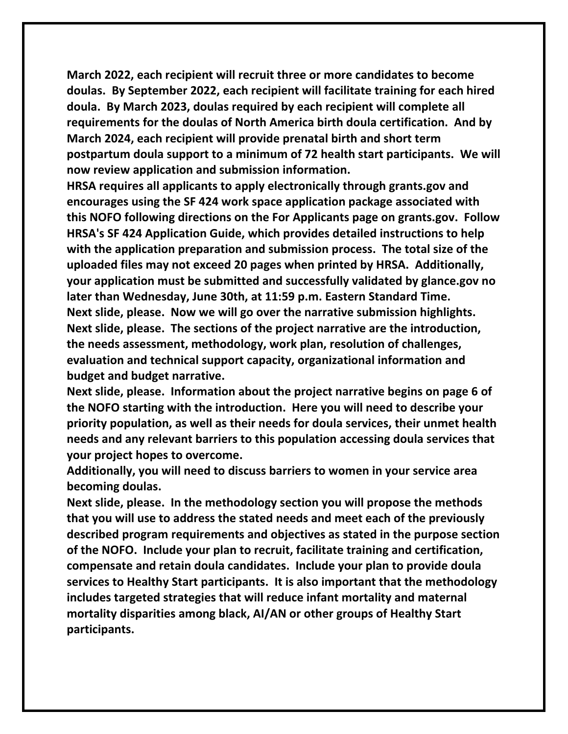**March 2022, each recipient will recruit three or more candidates to become doulas. By September 2022, each recipient will facilitate training for each hired doula. By March 2023, doulas required by each recipient will complete all requirements for the doulas of North America birth doula certification. And by March 2024, each recipient will provide prenatal birth and short term postpartum doula support to a minimum of 72 health start participants. We will now review application and submission information.**

**HRSA requires all applicants to apply electronically through grants.gov and encourages using the SF 424 work space application package associated with this NOFO following directions on the For Applicants page on grants.gov. Follow HRSA's SF 424 Application Guide, which provides detailed instructions to help with the application preparation and submission process. The total size of the uploaded files may not exceed 20 pages when printed by HRSA. Additionally, your application must be submitted and successfully validated by glance.gov no later than Wednesday, June 30th, at 11:59 p.m. Eastern Standard Time.**

**Next slide, please. Now we will go over the narrative submission highlights. Next slide, please. The sections of the project narrative are the introduction, the needs assessment, methodology, work plan, resolution of challenges, evaluation and technical support capacity, organizational information and budget and budget narrative.**

**Next slide, please. Information about the project narrative begins on page 6 of the NOFO starting with the introduction. Here you will need to describe your priority population, as well as their needs for doula services, their unmet health needs and any relevant barriers to this population accessing doula services that your project hopes to overcome.**

**Additionally, you will need to discuss barriers to women in your service area becoming doulas.**

**Next slide, please. In the methodology section you will propose the methods that you will use to address the stated needs and meet each of the previously described program requirements and objectives as stated in the purpose section of the NOFO. Include your plan to recruit, facilitate training and certification, compensate and retain doula candidates. Include your plan to provide doula services to Healthy Start participants. It is also important that the methodology includes targeted strategies that will reduce infant mortality and maternal mortality disparities among black, AI/AN or other groups of Healthy Start participants.**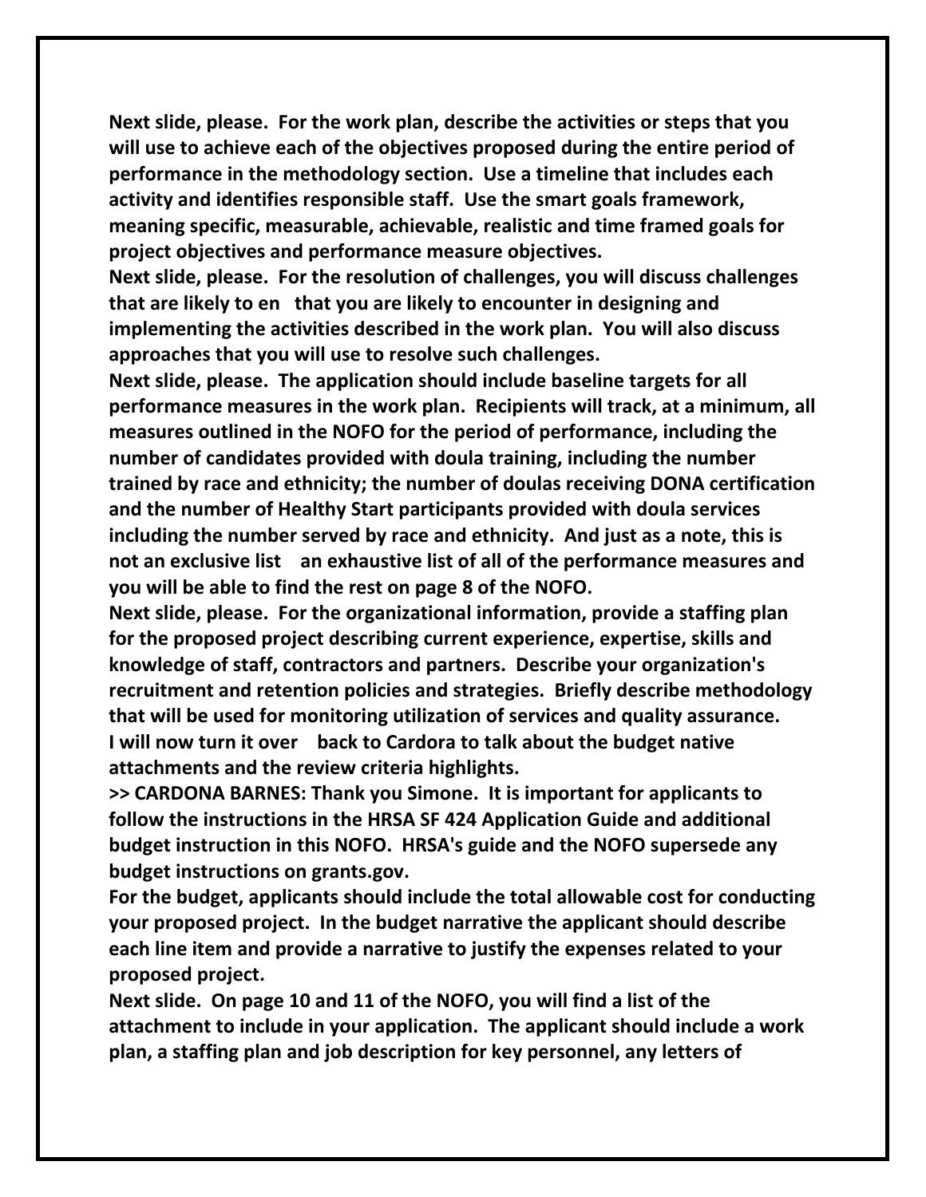**Next slide, please. For the work plan, describe the activities or steps that you will use to achieve each of the objectives proposed during the entire period of performance in the methodology section. Use a timeline that includes each activity and identifies responsible staff. Use the smart goals framework, meaning specific, measurable, achievable, realistic and time framed goals for project objectives and performance measure objectives.**

**Next slide, please. For the resolution of challenges, you will discuss challenges that are likely to en that you are likely to encounter in designing and implementing the activities described in the work plan. You will also discuss approaches that you will use to resolve such challenges.**

**Next slide, please. The application should include baseline targets for all performance measures in the work plan. Recipients will track, at a minimum, all measures outlined in the NOFO for the period of performance, including the number of candidates provided with doula training, including the number trained by race and ethnicity; the number of doulas receiving DONA certification and the number of Healthy Start participants provided with doula services including the number served by race and ethnicity. And just as a note, this is not an exclusive list an exhaustive list of all of the performance measures and you will be able to find the rest on page 8 of the NOFO.**

**Next slide, please. For the organizational information, provide a staffing plan for the proposed project describing current experience, expertise, skills and knowledge of staff, contractors and partners. Describe your organization's recruitment and retention policies and strategies. Briefly describe methodology that will be used for monitoring utilization of services and quality assurance.**

**I will now turn it over back to Cardora to talk about the budget native attachments and the review criteria highlights.**

**>> CARDONA BARNES: Thank you Simone. It is important for applicants to follow the instructions in the HRSA SF 424 Application Guide and additional budget instruction in this NOFO. HRSA's guide and the NOFO supersede any budget instructions on grants.gov.**

**For the budget, applicants should include the total allowable cost for conducting your proposed project. In the budget narrative the applicant should describe each line item and provide a narrative to justify the expenses related to your proposed project.**

**Next slide. On page 10 and 11 of the NOFO, you will find a list of the attachment to include in your application. The applicant should include a work plan, a staffing plan and job description for key personnel, any letters of**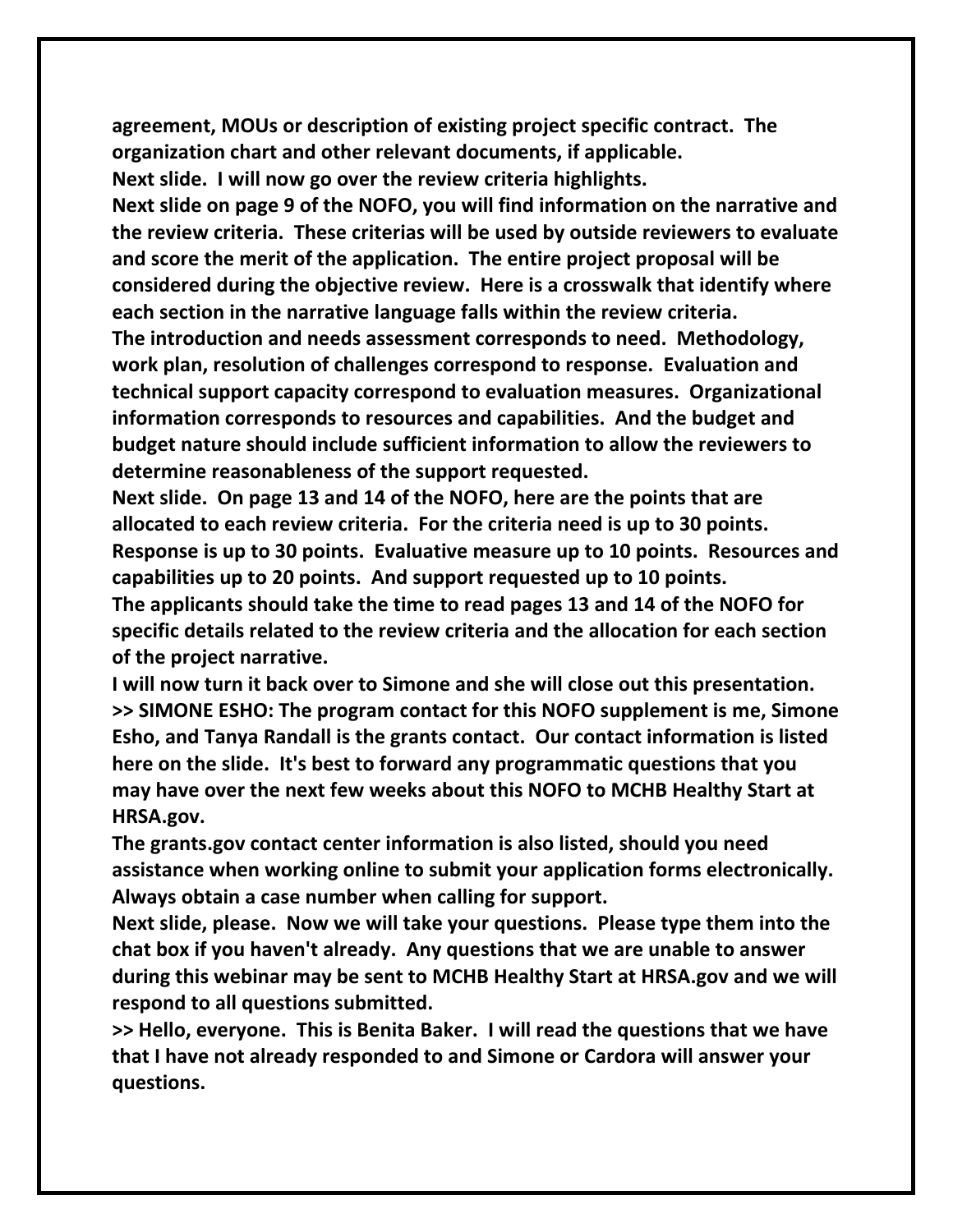**agreement, MOUs or description of existing project specific contract. The organization chart and other relevant documents, if applicable.**

**Next slide. I will now go over the review criteria highlights.**

**Next slide on page 9 of the NOFO, you will find information on the narrative and the review criteria. These criterias will be used by outside reviewers to evaluate and score the merit of the application. The entire project proposal will be considered during the objective review. Here is a crosswalk that identify where each section in the narrative language falls within the review criteria.**

**The introduction and needs assessment corresponds to need. Methodology, work plan, resolution of challenges correspond to response. Evaluation and technical support capacity correspond to evaluation measures. Organizational information corresponds to resources and capabilities. And the budget and budget nature should include sufficient information to allow the reviewers to determine reasonableness of the support requested.**

**Next slide. On page 13 and 14 of the NOFO, here are the points that are allocated to each review criteria. For the criteria need is up to 30 points. Response is up to 30 points. Evaluative measure up to 10 points. Resources and capabilities up to 20 points. And support requested up to 10 points.**

**The applicants should take the time to read pages 13 and 14 of the NOFO for specific details related to the review criteria and the allocation for each section of the project narrative.**

**I will now turn it back over to Simone and she will close out this presentation.**

**>> SIMONE ESHO: The program contact for this NOFO supplement is me, Simone Esho, and Tanya Randall is the grants contact. Our contact information is listed here on the slide. It's best to forward any programmatic questions that you may have over the next few weeks about this NOFO to MCHB Healthy Start at HRSA.gov.**

**The grants.gov contact center information is also listed, should you need assistance when working online to submit your application forms electronically. Always obtain a case number when calling for support.**

**Next slide, please. Now we will take your questions. Please type them into the chat box if you haven't already. Any questions that we are unable to answer during this webinar may be sent to MCHB Healthy Start at HRSA.gov and we will respond to all questions submitted.**

**>> Hello, everyone. This is Benita Baker. I will read the questions that we have that I have not already responded to and Simone or Cardora will answer your questions.**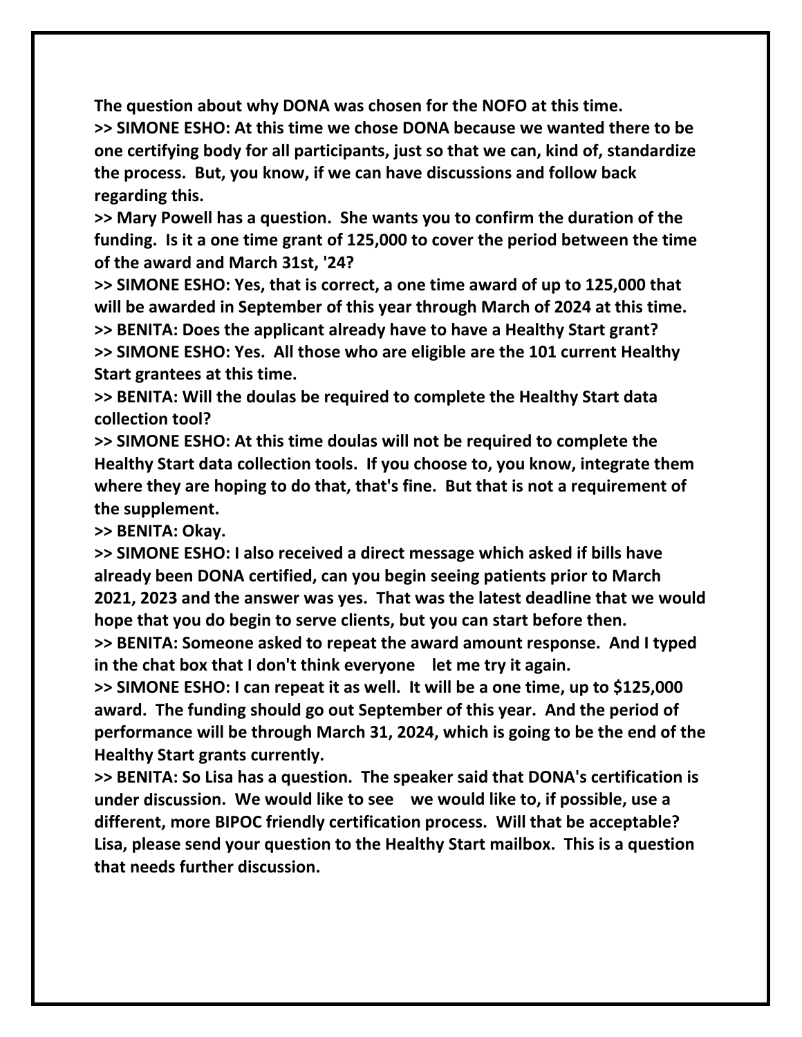**The question about why DONA was chosen for the NOFO at this time.**

**>> SIMONE ESHO: At this time we chose DONA because we wanted there to be one certifying body for all participants, just so that we can, kind of, standardize the process. But, you know, if we can have discussions and follow back regarding this.**

**>> Mary Powell has a question. She wants you to confirm the duration of the funding. Is it a one time grant of 125,000 to cover the period between the time of the award and March 31st, '24?**

**>> SIMONE ESHO: Yes, that is correct, a one time award of up to 125,000 that will be awarded in September of this year through March of 2024 at this time.**

**>> BENITA: Does the applicant already have to have a Healthy Start grant?**

**>> SIMONE ESHO: Yes. All those who are eligible are the 101 current Healthy Start grantees at this time.**

**>> BENITA: Will the doulas be required to complete the Healthy Start data collection tool?**

**>> SIMONE ESHO: At this time doulas will not be required to complete the Healthy Start data collection tools. If you choose to, you know, integrate them where they are hoping to do that, that's fine. But that is not a requirement of the supplement.**

**>> BENITA: Okay.**

**>> SIMONE ESHO: I also received a direct message which asked if bills have already been DONA certified, can you begin seeing patients prior to March 2021, 2023 and the answer was yes. That was the latest deadline that we would hope that you do begin to serve clients, but you can start before then.**

**>> BENITA: Someone asked to repeat the award amount response. And I typed in the chat box that I don't think everyone let me try it again.**

**>> SIMONE ESHO: I can repeat it as well. It will be a one time, up to $125,000 award. The funding should go out September of this year. And the period of performance will be through March 31, 2024, which is going to be the end of the Healthy Start grants currently.**

**>> BENITA: So Lisa has a question. The speaker said that DONA's certification is under discussion. We would like to see we would like to, if possible, use a different, more BIPOC friendly certification process. Will that be acceptable? Lisa, please send your question to the Healthy Start mailbox. This is a question that needs further discussion.**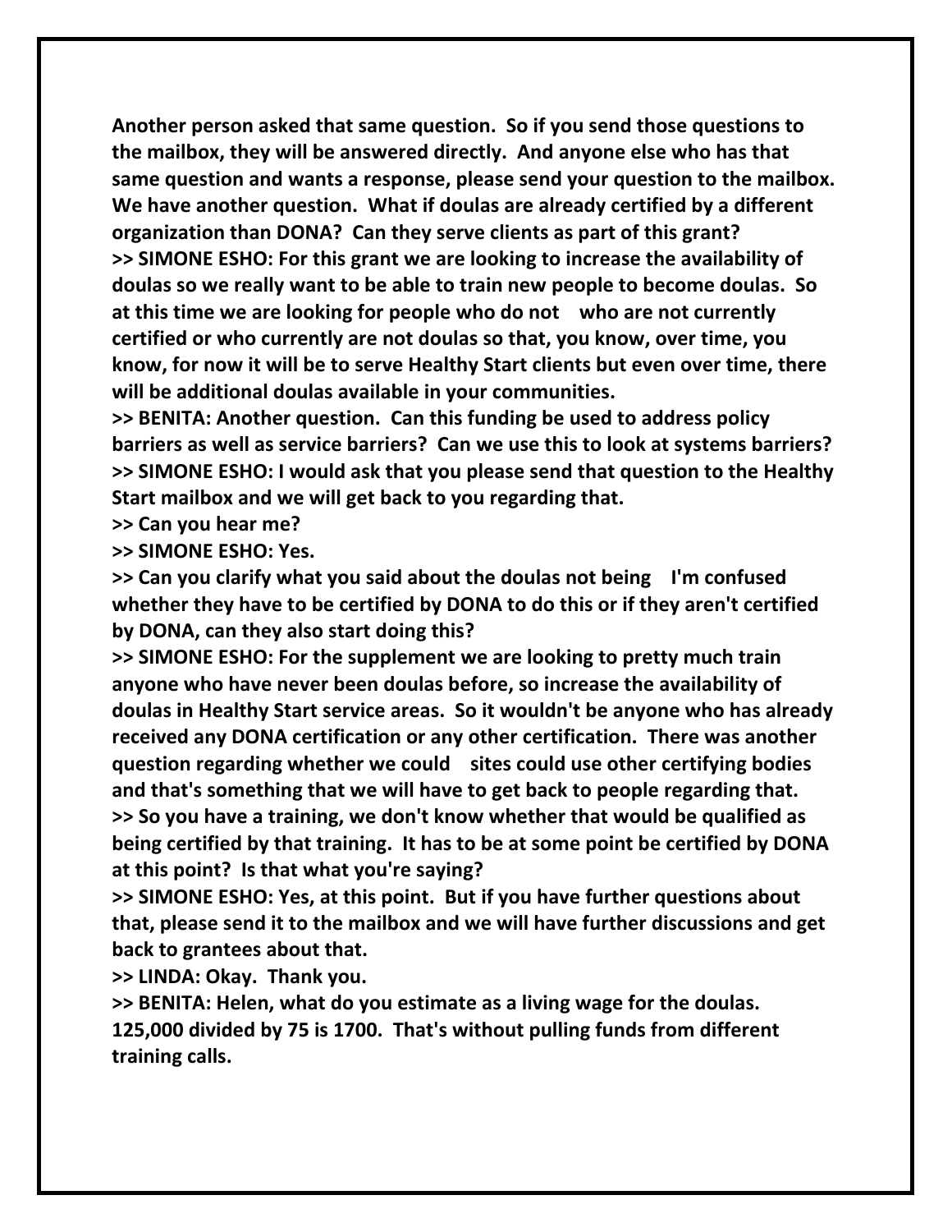**Another person asked that same question. So if you send those questions to the mailbox, they will be answered directly. And anyone else who has that same question and wants a response, please send your question to the mailbox. We have another question. What if doulas are already certified by a different organization than DONA? Can they serve clients as part of this grant?**

**>> SIMONE ESHO: For this grant we are looking to increase the availability of doulas so we really want to be able to train new people to become doulas. So at this time we are looking for people who do not who are not currently certified or who currently are not doulas so that, you know, over time, you know, for now it will be to serve Healthy Start clients but even over time, there will be additional doulas available in your communities.**

**>> BENITA: Another question. Can this funding be used to address policy barriers as well as service barriers? Can we use this to look at systems barriers?**

**>> SIMONE ESHO: I would ask that you please send that question to the Healthy Start mailbox and we will get back to you regarding that.**

**>> Can you hear me?**

**>> SIMONE ESHO: Yes.**

**>> Can you clarify what you said about the doulas not being I'm confused whether they have to be certified by DONA to do this or if they aren't certified by DONA, can they also start doing this?**

**>> SIMONE ESHO: For the supplement we are looking to pretty much train anyone who have never been doulas before, so increase the availability of doulas in Healthy Start service areas. So it wouldn't be anyone who has already received any DONA certification or any other certification. There was another question regarding whether we could sites could use other certifying bodies and that's something that we will have to get back to people regarding that.**

**>> So you have a training, we don't know whether that would be qualified as being certified by that training. It has to be at some point be certified by DONA at this point? Is that what you're saying?**

**>> SIMONE ESHO: Yes, at this point. But if you have further questions about that, please send it to the mailbox and we will have further discussions and get back to grantees about that.**

**>> LINDA: Okay. Thank you.**

**>> BENITA: Helen, what do you estimate as a living wage for the doulas. 125,000 divided by 75 is 1700. That's without pulling funds from different training calls.**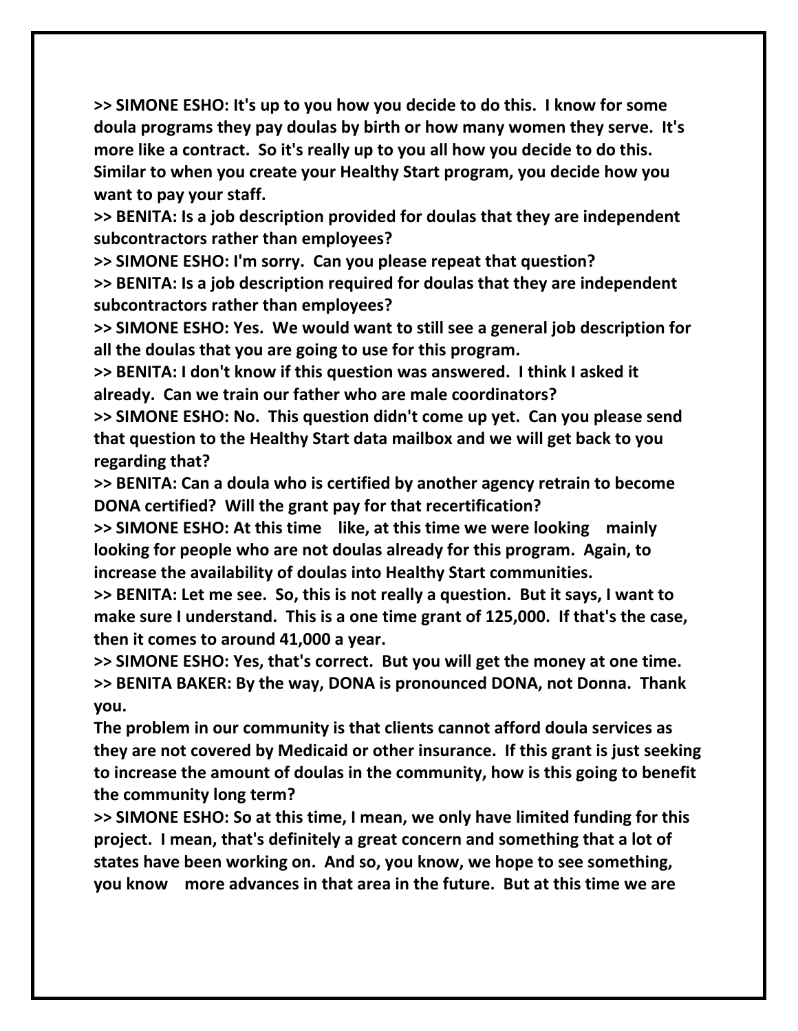**>> SIMONE ESHO: It's up to you how you decide to do this. I know for some doula programs they pay doulas by birth or how many women they serve. It's more like a contract. So it's really up to you all how you decide to do this. Similar to when you create your Healthy Start program, you decide how you want to pay your staff.**

**>> BENITA: Is a job description provided for doulas that they are independent subcontractors rather than employees?**

**>> SIMONE ESHO: I'm sorry. Can you please repeat that question?**

**>> BENITA: Is a job description required for doulas that they are independent subcontractors rather than employees?**

**>> SIMONE ESHO: Yes. We would want to still see a general job description for all the doulas that you are going to use for this program.**

**>> BENITA: I don't know if this question was answered. I think I asked it already. Can we train our father who are male coordinators?**

**>> SIMONE ESHO: No. This question didn't come up yet. Can you please send that question to the Healthy Start data mailbox and we will get back to you regarding that?**

**>> BENITA: Can a doula who is certified by another agency retrain to become DONA certified? Will the grant pay for that recertification?**

**>> SIMONE ESHO: At this time like, at this time we were looking mainly looking for people who are not doulas already for this program. Again, to increase the availability of doulas into Healthy Start communities.**

**>> BENITA: Let me see. So, this is not really a question. But it says, I want to make sure I understand. This is a one time grant of 125,000. If that's the case, then it comes to around 41,000 a year.**

**>> SIMONE ESHO: Yes, that's correct. But you will get the money at one time.**

**>> BENITA BAKER: By the way, DONA is pronounced DONA, not Donna. Thank you.**

**The problem in our community is that clients cannot afford doula services as they are not covered by Medicaid or other insurance. If this grant is just seeking to increase the amount of doulas in the community, how is this going to benefit the community long term?**

**>> SIMONE ESHO: So at this time, I mean, we only have limited funding for this project. I mean, that's definitely a great concern and something that a lot of states have been working on. And so, you know, we hope to see something, you know more advances in that area in the future. But at this time we are**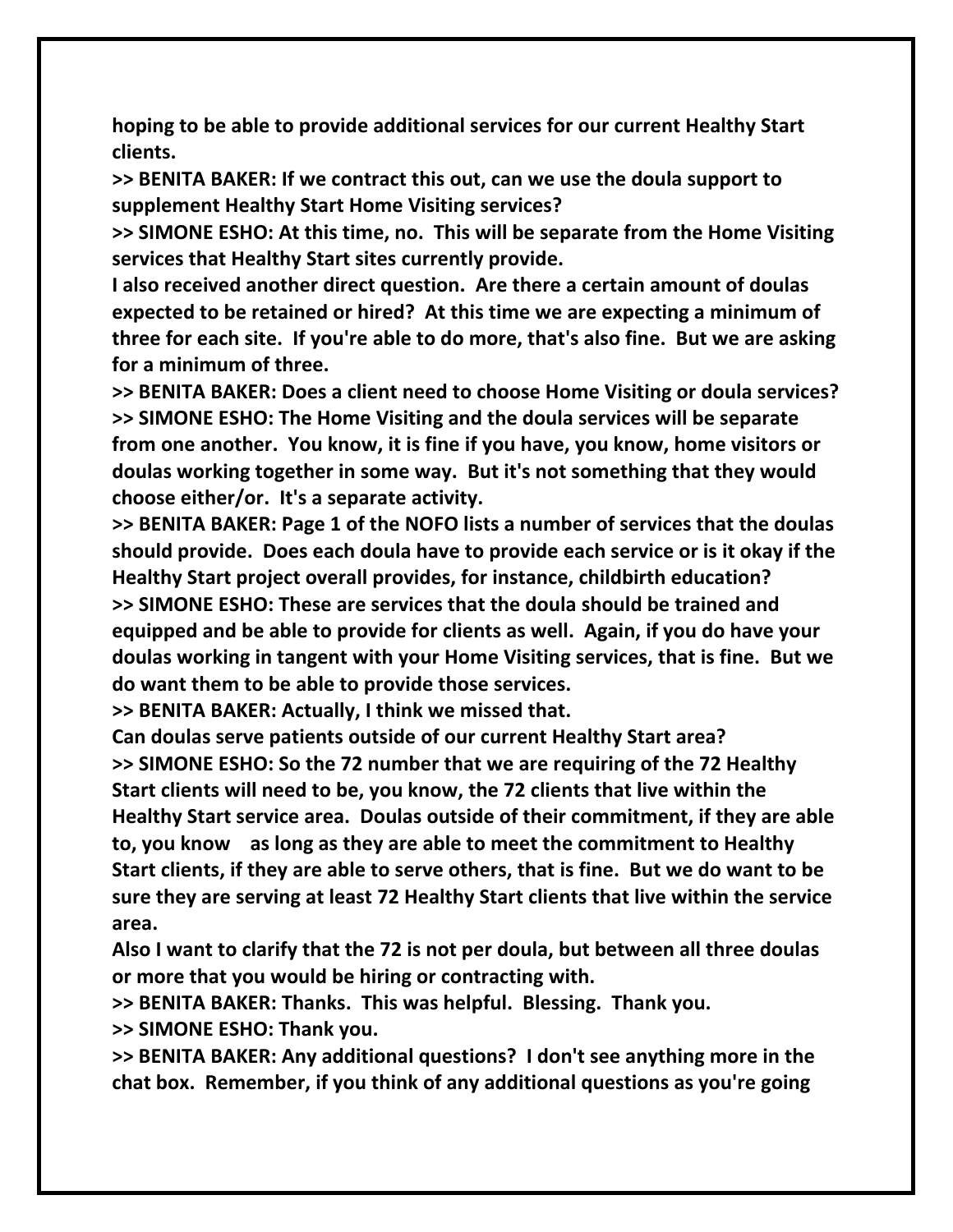**hoping to be able to provide additional services for our current Healthy Start clients.**

**>> BENITA BAKER: If we contract this out, can we use the doula support to supplement Healthy Start Home Visiting services?**

**>> SIMONE ESHO: At this time, no. This will be separate from the Home Visiting services that Healthy Start sites currently provide.**

**I also received another direct question. Are there a certain amount of doulas expected to be retained or hired? At this time we are expecting a minimum of three for each site. If you're able to do more, that's also fine. But we are asking for a minimum of three.**

**>> BENITA BAKER: Does a client need to choose Home Visiting or doula services?**

**>> SIMONE ESHO: The Home Visiting and the doula services will be separate from one another. You know, it is fine if you have, you know, home visitors or doulas working together in some way. But it's not something that they would choose either/or. It's a separate activity.**

**>> BENITA BAKER: Page 1 of the NOFO lists a number of services that the doulas should provide. Does each doula have to provide each service or is it okay if the Healthy Start project overall provides, for instance, childbirth education?**

**>> SIMONE ESHO: These are services that the doula should be trained and equipped and be able to provide for clients as well. Again, if you do have your doulas working in tangent with your Home Visiting services, that is fine. But we do want them to be able to provide those services.**

**>> BENITA BAKER: Actually, I think we missed that.**

**Can doulas serve patients outside of our current Healthy Start area?**

**>> SIMONE ESHO: So the 72 number that we are requiring of the 72 Healthy Start clients will need to be, you know, the 72 clients that live within the Healthy Start service area. Doulas outside of their commitment, if they are able to, you know as long as they are able to meet the commitment to Healthy Start clients, if they are able to serve others, that is fine. But we do want to be sure they are serving at least 72 Healthy Start clients that live within the service area.**

**Also I want to clarify that the 72 is not per doula, but between all three doulas or more that you would be hiring or contracting with.**

**>> BENITA BAKER: Thanks. This was helpful. Blessing. Thank you.**

**>> SIMONE ESHO: Thank you.**

**>> BENITA BAKER: Any additional questions? I don't see anything more in the chat box. Remember, if you think of any additional questions as you're going**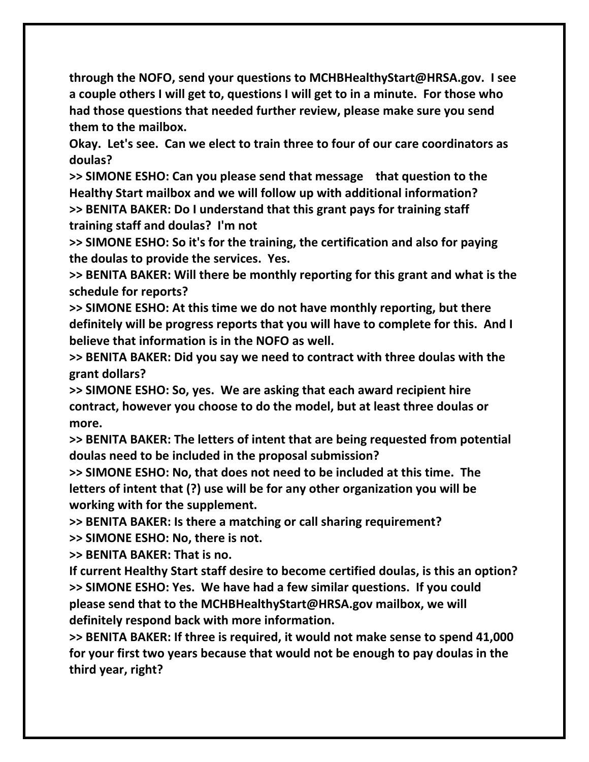**through the NOFO, send your questions to MCHBHealthyStart@HRSA.gov. I see a couple others I will get to, questions I will get to in a minute. For those who had those questions that needed further review, please make sure you send them to the mailbox.**

**Okay. Let's see. Can we elect to train three to four of our care coordinators as doulas?**

**>> SIMONE ESHO: Can you please send that message that question to the Healthy Start mailbox and we will follow up with additional information?**

**>> BENITA BAKER: Do I understand that this grant pays for training staff training staff and doulas? I'm not**

**>> SIMONE ESHO: So it's for the training, the certification and also for paying the doulas to provide the services. Yes.**

**>> BENITA BAKER: Will there be monthly reporting for this grant and what is the schedule for reports?**

**>> SIMONE ESHO: At this time we do not have monthly reporting, but there definitely will be progress reports that you will have to complete for this. And I believe that information is in the NOFO as well.**

**>> BENITA BAKER: Did you say we need to contract with three doulas with the grant dollars?**

**>> SIMONE ESHO: So, yes. We are asking that each award recipient hire contract, however you choose to do the model, but at least three doulas or more.**

**>> BENITA BAKER: The letters of intent that are being requested from potential doulas need to be included in the proposal submission?**

**>> SIMONE ESHO: No, that does not need to be included at this time. The letters of intent that (?) use will be for any other organization you will be working with for the supplement.**

**>> BENITA BAKER: Is there a matching or call sharing requirement?**

**>> SIMONE ESHO: No, there is not.**

**>> BENITA BAKER: That is no.**

**If current Healthy Start staff desire to become certified doulas, is this an option?**

**>> SIMONE ESHO: Yes. We have had a few similar questions. If you could please send that to the MCHBHealthyStart@HRSA.gov mailbox, we will definitely respond back with more information.**

**>> BENITA BAKER: If three is required, it would not make sense to spend 41,000 for your first two years because that would not be enough to pay doulas in the third year, right?**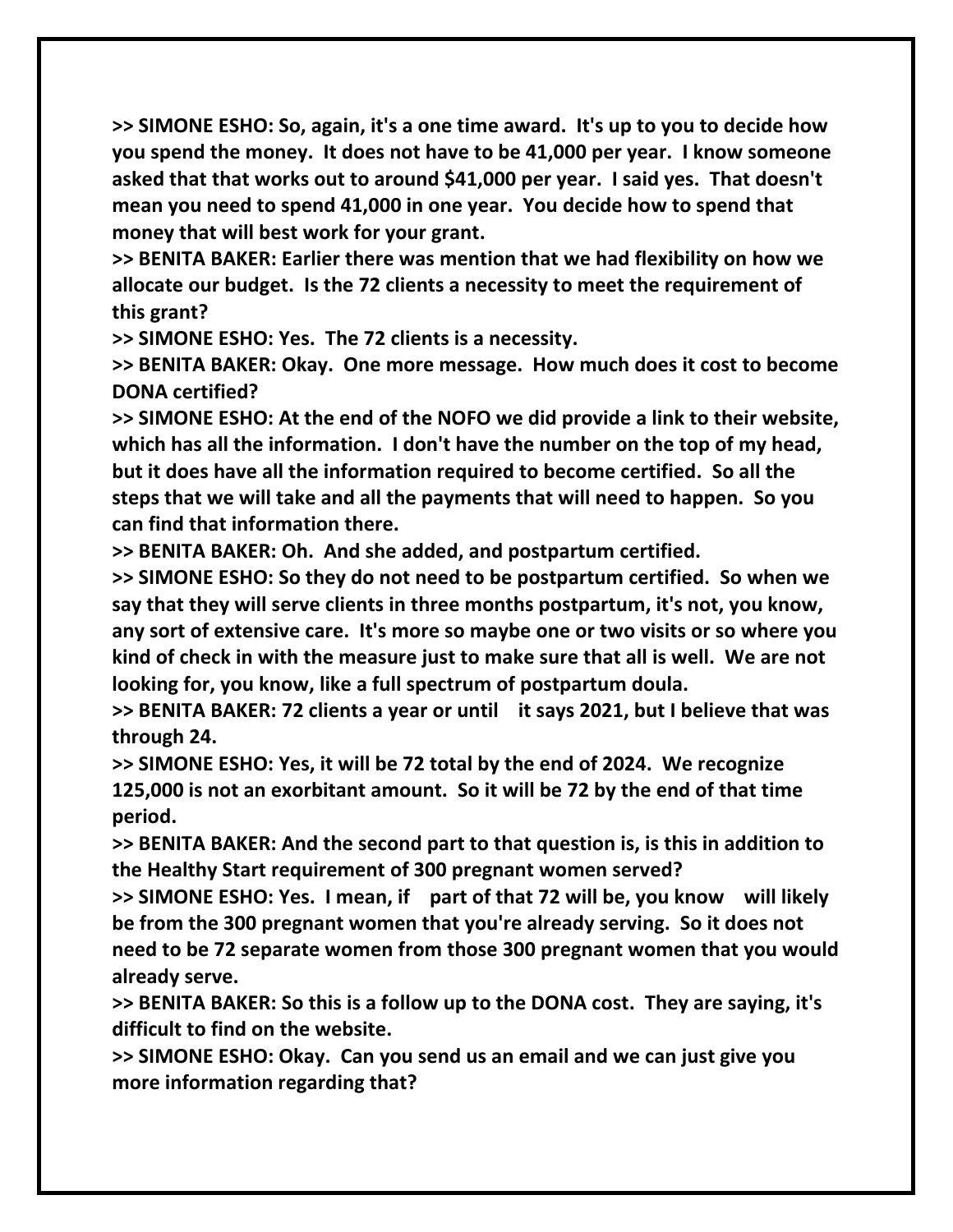**>> SIMONE ESHO: So, again, it's a one time award. It's up to you to decide how you spend the money. It does not have to be 41,000 per year. I know someone asked that that works out to around $41,000 per year. I said yes. That doesn't mean you need to spend 41,000 in one year. You decide how to spend that money that will best work for your grant.**

**>> BENITA BAKER: Earlier there was mention that we had flexibility on how we allocate our budget. Is the 72 clients a necessity to meet the requirement of this grant?**

**>> SIMONE ESHO: Yes. The 72 clients is a necessity.**

**>> BENITA BAKER: Okay. One more message. How much does it cost to become DONA certified?**

**>> SIMONE ESHO: At the end of the NOFO we did provide a link to their website, which has all the information. I don't have the number on the top of my head, but it does have all the information required to become certified. So all the steps that we will take and all the payments that will need to happen. So you can find that information there.**

**>> BENITA BAKER: Oh. And she added, and postpartum certified.**

**>> SIMONE ESHO: So they do not need to be postpartum certified. So when we say that they will serve clients in three months postpartum, it's not, you know, any sort of extensive care. It's more so maybe one or two visits or so where you kind of check in with the measure just to make sure that all is well. We are not looking for, you know, like a full spectrum of postpartum doula.**

**>> BENITA BAKER: 72 clients a year or until it says 2021, but I believe that was through 24.**

**>> SIMONE ESHO: Yes, it will be 72 total by the end of 2024. We recognize 125,000 is not an exorbitant amount. So it will be 72 by the end of that time period.**

**>> BENITA BAKER: And the second part to that question is, is this in addition to the Healthy Start requirement of 300 pregnant women served?**

**>> SIMONE ESHO: Yes. I mean, if part of that 72 will be, you know will likely be from the 300 pregnant women that you're already serving. So it does not need to be 72 separate women from those 300 pregnant women that you would already serve.**

**>> BENITA BAKER: So this is a follow up to the DONA cost. They are saying, it's difficult to find on the website.**

**>> SIMONE ESHO: Okay. Can you send us an email and we can just give you more information regarding that?**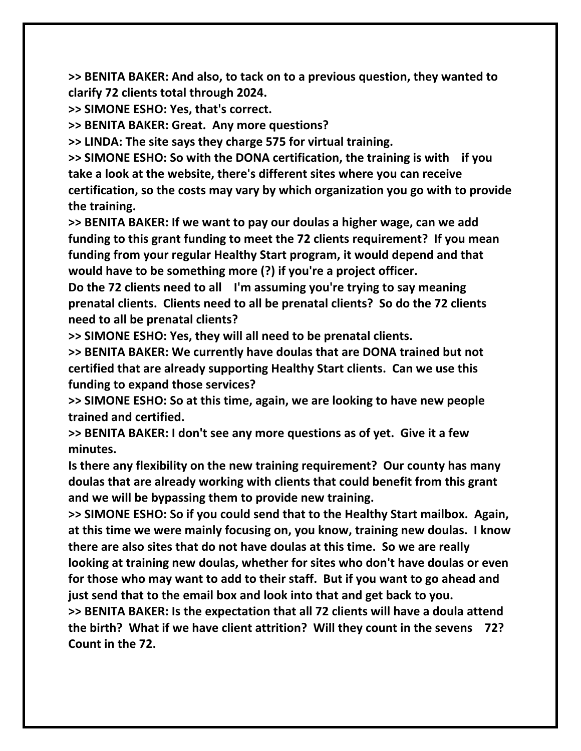**>> BENITA BAKER: And also, to tack on to a previous question, they wanted to clarify 72 clients total through 2024.**

**>> SIMONE ESHO: Yes, that's correct.**

**>> BENITA BAKER: Great. Any more questions?**

**>> LINDA: The site says they charge 575 for virtual training.**

**>> SIMONE ESHO: So with the DONA certification, the training is with if you take a look at the website, there's different sites where you can receive certification, so the costs may vary by which organization you go with to provide the training.**

**>> BENITA BAKER: If we want to pay our doulas a higher wage, can we add funding to this grant funding to meet the 72 clients requirement? If you mean funding from your regular Healthy Start program, it would depend and that would have to be something more (?) if you're a project officer.**

**Do the 72 clients need to all I'm assuming you're trying to say meaning prenatal clients. Clients need to all be prenatal clients? So do the 72 clients need to all be prenatal clients?**

**>> SIMONE ESHO: Yes, they will all need to be prenatal clients.**

**>> BENITA BAKER: We currently have doulas that are DONA trained but not certified that are already supporting Healthy Start clients. Can we use this funding to expand those services?**

**>> SIMONE ESHO: So at this time, again, we are looking to have new people trained and certified.**

**>> BENITA BAKER: I don't see any more questions as of yet. Give it a few minutes.**

**Is there any flexibility on the new training requirement? Our county has many doulas that are already working with clients that could benefit from this grant and we will be bypassing them to provide new training.**

**>> SIMONE ESHO: So if you could send that to the Healthy Start mailbox. Again, at this time we were mainly focusing on, you know, training new doulas. I know there are also sites that do not have doulas at this time. So we are really looking at training new doulas, whether for sites who don't have doulas or even for those who may want to add to their staff. But if you want to go ahead and just send that to the email box and look into that and get back to you.**

**>> BENITA BAKER: Is the expectation that all 72 clients will have a doula attend the birth? What if we have client attrition? Will they count in the sevens 72? Count in the 72.**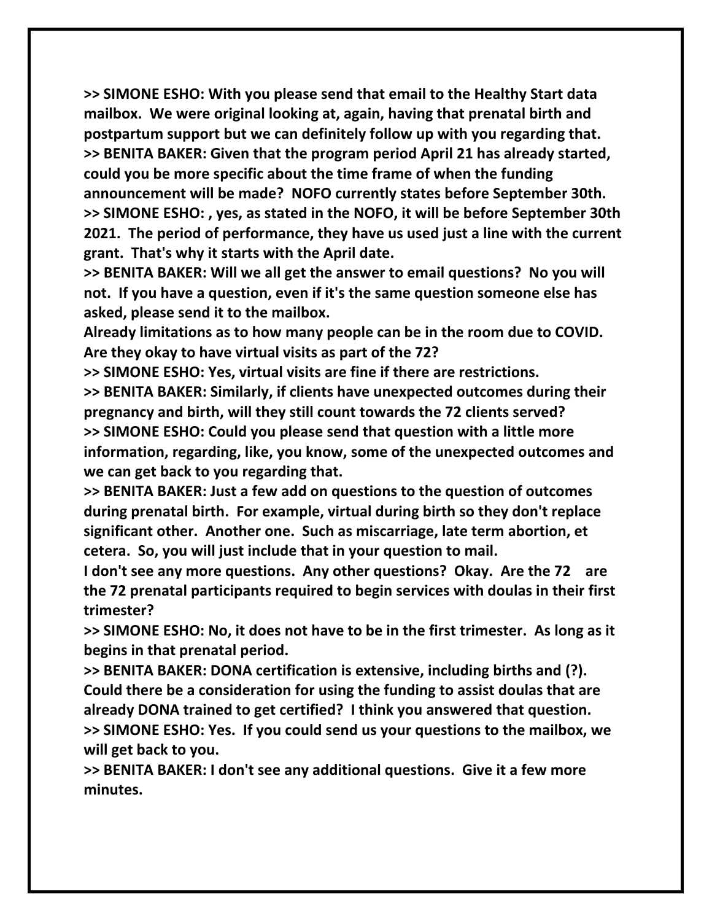**>> SIMONE ESHO: With you please send that email to the Healthy Start data mailbox. We were original looking at, again, having that prenatal birth and postpartum support but we can definitely follow up with you regarding that.**

**>> BENITA BAKER: Given that the program period April 21 has already started, could you be more specific about the time frame of when the funding announcement will be made? NOFO currently states before September 30th.**

**>> SIMONE ESHO: , yes, as stated in the NOFO, it will be before September 30th 2021. The period of performance, they have us used just a line with the current grant. That's why it starts with the April date.**

**>> BENITA BAKER: Will we all get the answer to email questions? No you will not. If you have a question, even if it's the same question someone else has asked, please send it to the mailbox.**

**Already limitations as to how many people can be in the room due to COVID. Are they okay to have virtual visits as part of the 72?**

**>> SIMONE ESHO: Yes, virtual visits are fine if there are restrictions.**

**>> BENITA BAKER: Similarly, if clients have unexpected outcomes during their pregnancy and birth, will they still count towards the 72 clients served?**

**>> SIMONE ESHO: Could you please send that question with a little more information, regarding, like, you know, some of the unexpected outcomes and we can get back to you regarding that.**

**>> BENITA BAKER: Just a few add on questions to the question of outcomes during prenatal birth. For example, virtual during birth so they don't replace significant other. Another one. Such as miscarriage, late term abortion, et cetera. So, you will just include that in your question to mail.**

**I don't see any more questions. Any other questions? Okay. Are the 72 are the 72 prenatal participants required to begin services with doulas in their first trimester?**

**>> SIMONE ESHO: No, it does not have to be in the first trimester. As long as it begins in that prenatal period.**

**>> BENITA BAKER: DONA certification is extensive, including births and (?). Could there be a consideration for using the funding to assist doulas that are already DONA trained to get certified? I think you answered that question.**

**>> SIMONE ESHO: Yes. If you could send us your questions to the mailbox, we will get back to you.**

**>> BENITA BAKER: I don't see any additional questions. Give it a few more minutes.**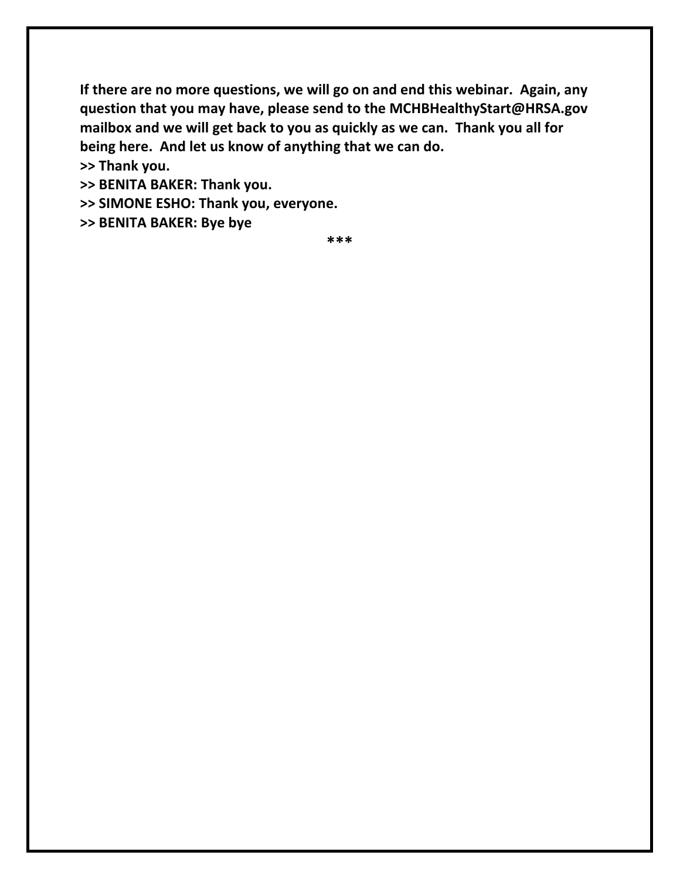**If there are no more questions, we will go on and end this webinar.  Again, any question that you may have, please send to the MCHBHealthyStart@HRSA.gov mailbox and we will get back to you as quickly as we can.  Thank you all for being here.  And let us know of anything that we can do.**

**>> Thank you.**

**>> BENITA BAKER: Thank you.**

**>> SIMONE ESHO: Thank you, everyone.**

**>> BENITA BAKER: Bye bye**

***